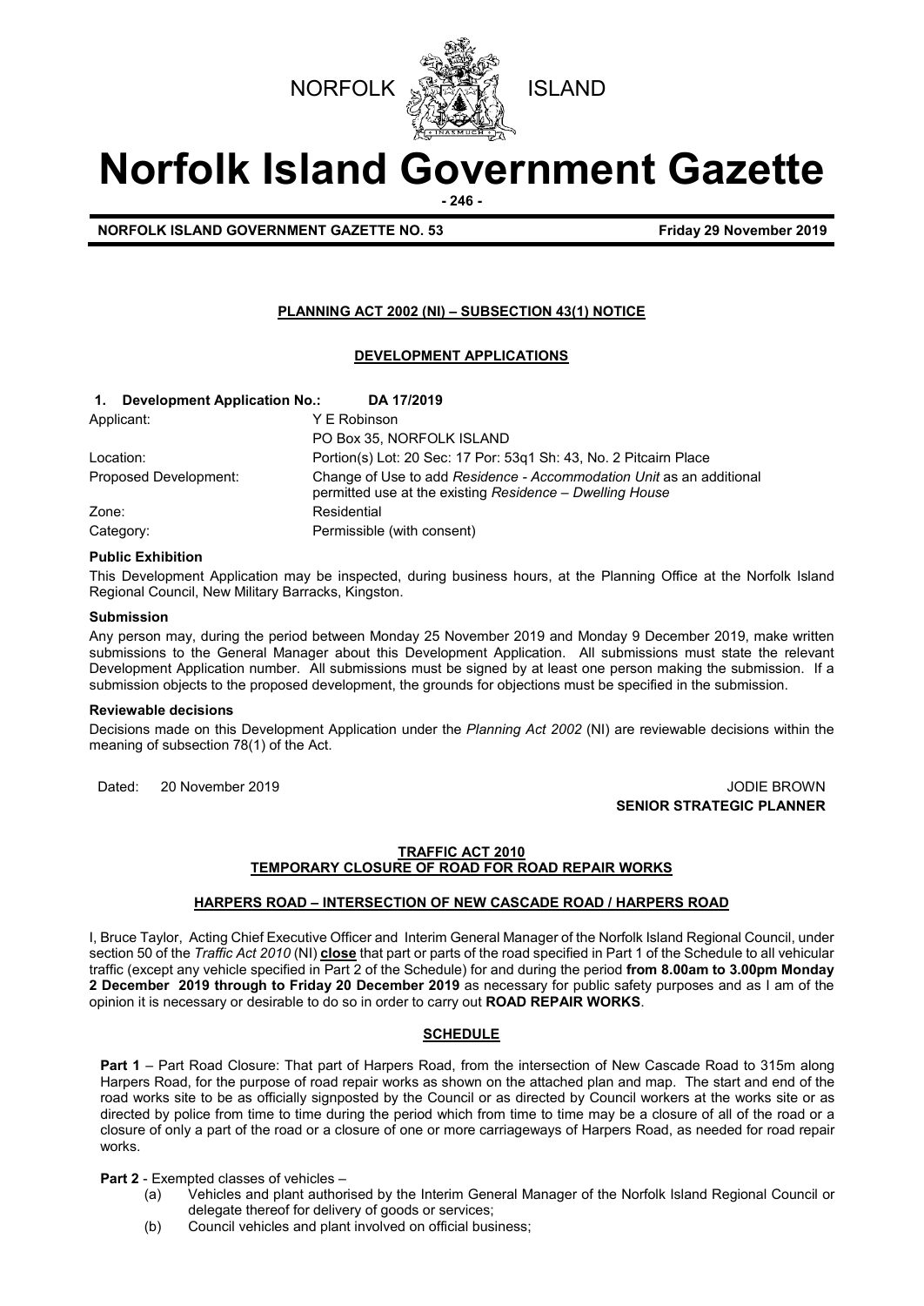NORFOLK ISLAND

# Norfolk Island Government Gazette

**NORFOLK ISLAND GOVERNMENT GAZETTE NO. 53** **Friday 29 November 2019**

## PLANNING ACT 2002 (NI) – SUBSECTION 43(1) NOTICE

### DEVELOPMENT APPLICATIONS

**1. Development Application No.: DA 17/2019**

| | |
|---|---|
| Applicant: | Y E Robinson<br>PO Box 35, NORFOLK ISLAND |
| Location: | Portion(s) Lot: 20 Sec: 17 Por: 53q1 Sh: 43, No. 2 Pitcairn Place |
| Proposed Development: | Change of Use to add *Residence - Accommodation Unit* as an additional permitted use at the existing *Residence – Dwelling House* |
| Zone: | Residential |
| Category: | Permissible (with consent) |

**Public Exhibition**

This Development Application may be inspected, during business hours, at the Planning Office at the Norfolk Island Regional Council, New Military Barracks, Kingston.

**Submission**

Any person may, during the period between Monday 25 November 2019 and Monday 9 December 2019, make written submissions to the General Manager about this Development Application. All submissions must state the relevant Development Application number. All submissions must be signed by at least one person making the submission. If a submission objects to the proposed development, the grounds for objections must be specified in the submission.

**Reviewable decisions**

Decisions made on this Development Application under the *Planning Act 2002* (NI) are reviewable decisions within the meaning of subsection 78(1) of the Act.

Dated: 20 November 2019

JODIE BROWN
**SENIOR STRATEGIC PLANNER**

## TRAFFIC ACT 2010
## TEMPORARY CLOSURE OF ROAD FOR ROAD REPAIR WORKS

### HARPERS ROAD – INTERSECTION OF NEW CASCADE ROAD / HARPERS ROAD

I, Bruce Taylor, Acting Chief Executive Officer and Interim General Manager of the Norfolk Island Regional Council, under section 50 of the *Traffic Act 2010* (NI) **close** that part or parts of the road specified in Part 1 of the Schedule to all vehicular traffic (except any vehicle specified in Part 2 of the Schedule) for and during the period **from 8.00am to 3.00pm Monday 2 December 2019 through to Friday 20 December 2019** as necessary for public safety purposes and as I am of the opinion it is necessary or desirable to do so in order to carry out **ROAD REPAIR WORKS**.

### SCHEDULE

**Part 1** – Part Road Closure: That part of Harpers Road, from the intersection of New Cascade Road to 315m along Harpers Road, for the purpose of road repair works as shown on the attached plan and map. The start and end of the road works site to be as officially signposted by the Council or as directed by Council workers at the works site or as directed by police from time to time during the period which from time to time may be a closure of all of the road or a closure of only a part of the road or a closure of one or more carriageways of Harpers Road, as needed for road repair works.

**Part 2** - Exempted classes of vehicles –

(a) Vehicles and plant authorised by the Interim General Manager of the Norfolk Island Regional Council or delegate thereof for delivery of goods or services;

(b) Council vehicles and plant involved on official business;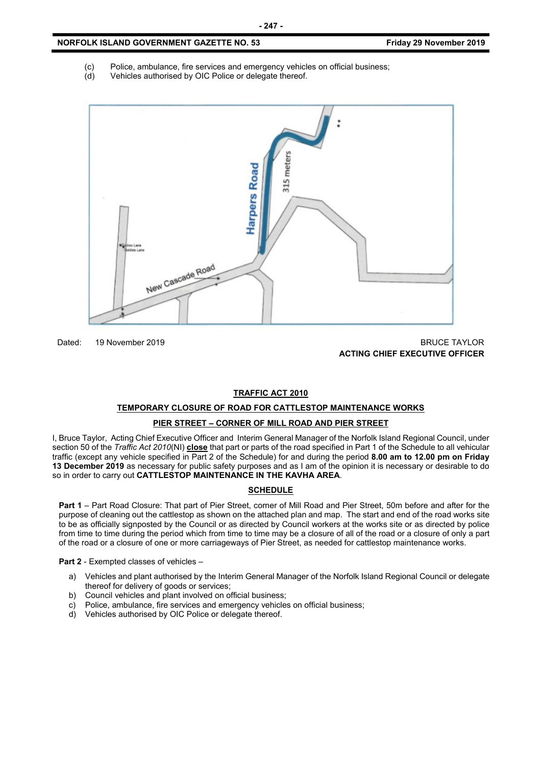(c) Police, ambulance, fire services and emergency vehicles on official business;
(d) Vehicles authorised by OIC Police or delegate thereof.

Harpers Road

315 meters

New Cascade Road

Dated: 19 November 2019

BRUCE TAYLOR
**ACTING CHIEF EXECUTIVE OFFICER**

**TRAFFIC ACT 2010**

**TEMPORARY CLOSURE OF ROAD FOR CATTLESTOP MAINTENANCE WORKS**

**PIER STREET – CORNER OF MILL ROAD AND PIER STREET**

I, Bruce Taylor, Acting Chief Executive Officer and Interim General Manager of the Norfolk Island Regional Council, under section 50 of the *Traffic Act 2010*(NI) **close** that part or parts of the road specified in Part 1 of the Schedule to all vehicular traffic (except any vehicle specified in Part 2 of the Schedule) for and during the period **8.00 am to 12.00 pm on Friday 13 December 2019** as necessary for public safety purposes and as I am of the opinion it is necessary or desirable to do so in order to carry out **CATTLESTOP MAINTENANCE IN THE KAVHA AREA**.

**SCHEDULE**

**Part 1** – Part Road Closure: That part of Pier Street, corner of Mill Road and Pier Street, 50m before and after for the purpose of cleaning out the cattlestop as shown on the attached plan and map. The start and end of the road works site to be as officially signposted by the Council or as directed by Council workers at the works site or as directed by police from time to time during the period which from time to time may be a closure of all of the road or a closure of only a part of the road or a closure of one or more carriageways of Pier Street, as needed for cattlestop maintenance works.

**Part 2** - Exempted classes of vehicles –

a) Vehicles and plant authorised by the Interim General Manager of the Norfolk Island Regional Council or delegate thereof for delivery of goods or services;
b) Council vehicles and plant involved on official business;
c) Police, ambulance, fire services and emergency vehicles on official business;
d) Vehicles authorised by OIC Police or delegate thereof.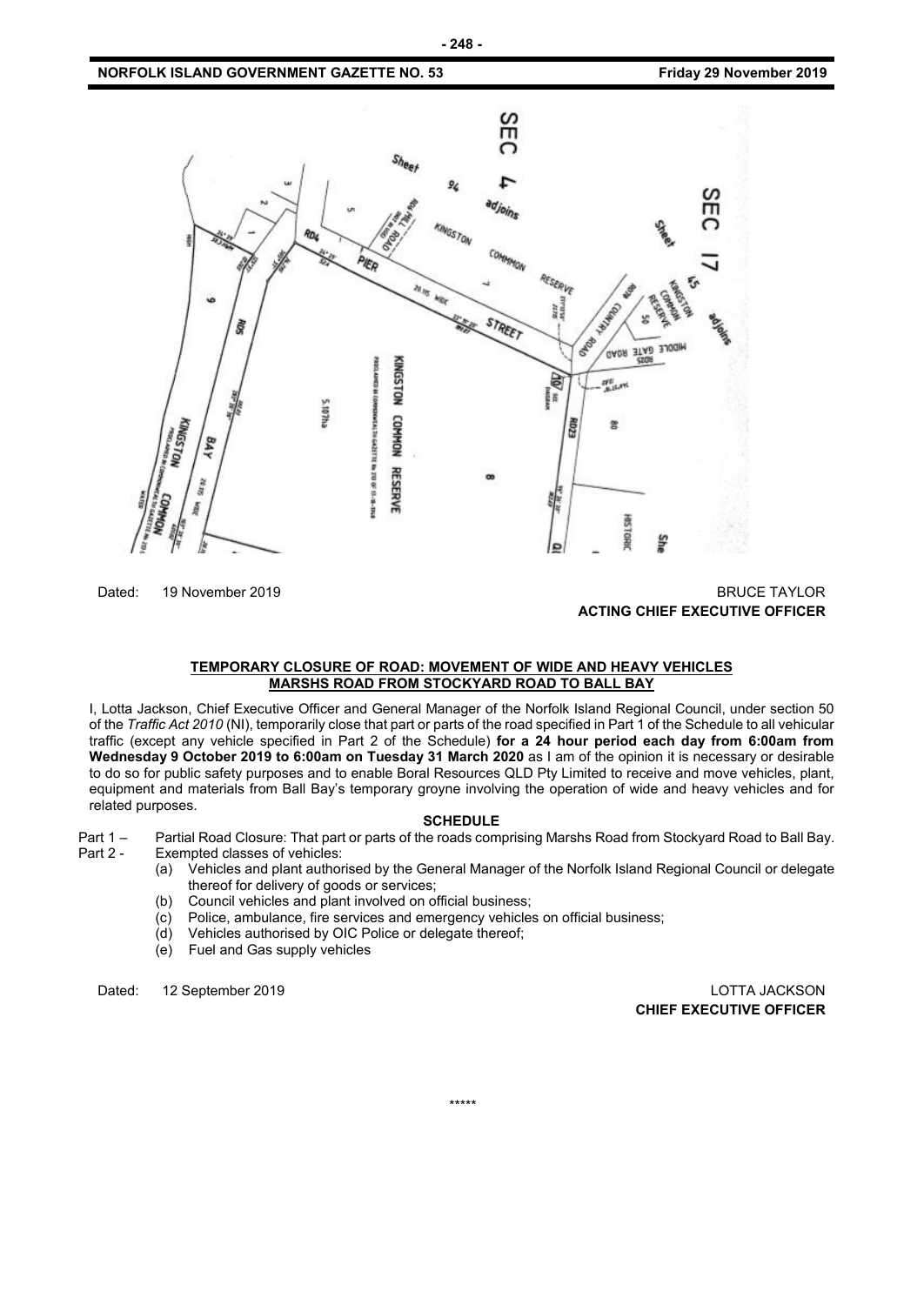Dated: 19 November 2019

BRUCE TAYLOR
**ACTING CHIEF EXECUTIVE OFFICER**

**TEMPORARY CLOSURE OF ROAD: MOVEMENT OF WIDE AND HEAVY VEHICLES**
**MARSHS ROAD FROM STOCKYARD ROAD TO BALL BAY**

I, Lotta Jackson, Chief Executive Officer and General Manager of the Norfolk Island Regional Council, under section 50 of the *Traffic Act 2010* (NI), temporarily close that part or parts of the road specified in Part 1 of the Schedule to all vehicular traffic (except any vehicle specified in Part 2 of the Schedule) **for a 24 hour period each day from 6:00am from Wednesday 9 October 2019 to 6:00am on Tuesday 31 March 2020** as I am of the opinion it is necessary or desirable to do so for public safety purposes and to enable Boral Resources QLD Pty Limited to receive and move vehicles, plant, equipment and materials from Ball Bay's temporary groyne involving the operation of wide and heavy vehicles and for related purposes.

**SCHEDULE**

Part 1 – Partial Road Closure: That part or parts of the roads comprising Marshs Road from Stockyard Road to Ball Bay.

Part 2 - Exempted classes of vehicles:

(a) Vehicles and plant authorised by the General Manager of the Norfolk Island Regional Council or delegate thereof for delivery of goods or services;
(b) Council vehicles and plant involved on official business;
(c) Police, ambulance, fire services and emergency vehicles on official business;
(d) Vehicles authorised by OIC Police or delegate thereof;
(e) Fuel and Gas supply vehicles

Dated: 12 September 2019

LOTTA JACKSON
**CHIEF EXECUTIVE OFFICER**

\*\*\*\*\*